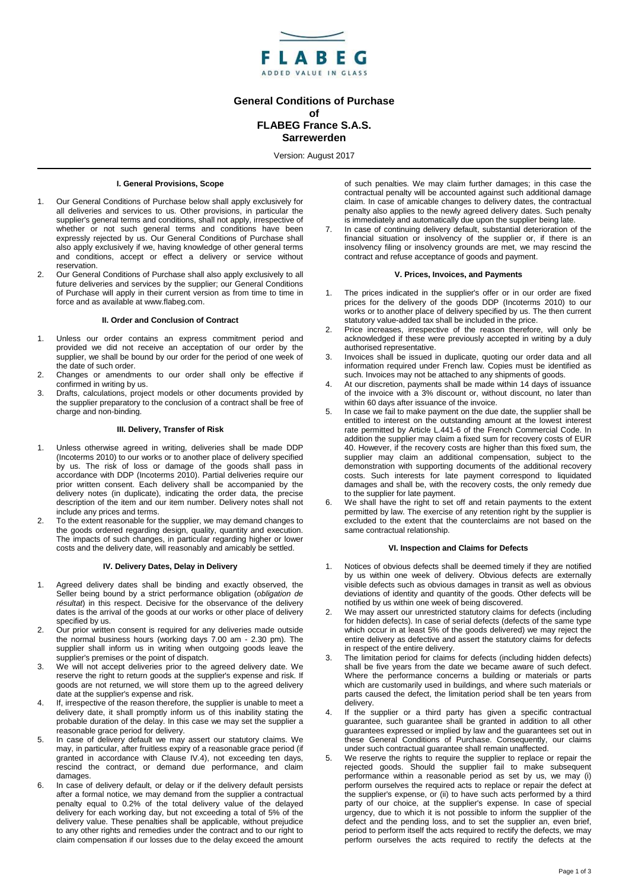FLABEG
ADDED VALUE IN GLASS

# General Conditions of Purchase of FLABEG France S.A.S. Sarrewerden

Version: August 2017

## I. General Provisions, Scope

1. Our General Conditions of Purchase below shall apply exclusively for all deliveries and services to us. Other provisions, in particular the supplier's general terms and conditions, shall not apply, irrespective of whether or not such general terms and conditions have been expressly rejected by us. Our General Conditions of Purchase shall also apply exclusively if we, having knowledge of other general terms and conditions, accept or effect a delivery or service without reservation.
2. Our General Conditions of Purchase shall also apply exclusively to all future deliveries and services by the supplier; our General Conditions of Purchase will apply in their current version as from time to time in force and as available at www.flabeg.com.

## II. Order and Conclusion of Contract

1. Unless our order contains an express commitment period and provided we did not receive an acceptation of our order by the supplier, we shall be bound by our order for the period of one week of the date of such order.
2. Changes or amendments to our order shall only be effective if confirmed in writing by us.
3. Drafts, calculations, project models or other documents provided by the supplier preparatory to the conclusion of a contract shall be free of charge and non-binding.

## III. Delivery, Transfer of Risk

1. Unless otherwise agreed in writing, deliveries shall be made DDP (Incoterms 2010) to our works or to another place of delivery specified by us. The risk of loss or damage of the goods shall pass in accordance with DDP (Incoterms 2010). Partial deliveries require our prior written consent. Each delivery shall be accompanied by the delivery notes (in duplicate), indicating the order data, the precise description of the item and our item number. Delivery notes shall not include any prices and terms.
2. To the extent reasonable for the supplier, we may demand changes to the goods ordered regarding design, quality, quantity and execution. The impacts of such changes, in particular regarding higher or lower costs and the delivery date, will reasonably and amicably be settled.

## IV. Delivery Dates, Delay in Delivery

1. Agreed delivery dates shall be binding and exactly observed, the Seller being bound by a strict performance obligation (*obligation de résultat*) in this respect. Decisive for the observance of the delivery dates is the arrival of the goods at our works or other place of delivery specified by us.
2. Our prior written consent is required for any deliveries made outside the normal business hours (working days 7.00 am - 2.30 pm). The supplier shall inform us in writing when outgoing goods leave the supplier's premises or the point of dispatch.
3. We will not accept deliveries prior to the agreed delivery date. We reserve the right to return goods at the supplier's expense and risk. If goods are not returned, we will store them up to the agreed delivery date at the supplier's expense and risk.
4. If, irrespective of the reason therefore, the supplier is unable to meet a delivery date, it shall promptly inform us of this inability stating the probable duration of the delay. In this case we may set the supplier a reasonable grace period for delivery.
5. In case of delivery default we may assert our statutory claims. We may, in particular, after fruitless expiry of a reasonable grace period (if granted in accordance with Clause IV.4), not exceeding ten days, rescind the contract, or demand due performance, and claim damages.
6. In case of delivery default, or delay or if the delivery default persists after a formal notice, we may demand from the supplier a contractual penalty equal to 0.2% of the total delivery value of the delayed delivery for each working day, but not exceeding a total of 5% of the delivery value. These penalties shall be applicable, without prejudice to any other rights and remedies under the contract and to our right to claim compensation if our losses due to the delay exceed the amount of such penalties. We may claim further damages; in this case the contractual penalty will be accounted against such additional damage claim. In case of amicable changes to delivery dates, the contractual penalty also applies to the newly agreed delivery dates. Such penalty is immediately and automatically due upon the supplier being late.
7. In case of continuing delivery default, substantial deterioration of the financial situation or insolvency of the supplier or, if there is an insolvency filing or insolvency grounds are met, we may rescind the contract and refuse acceptance of goods and payment.

## V. Prices, Invoices, and Payments

1. The prices indicated in the supplier's offer or in our order are fixed prices for the delivery of the goods DDP (Incoterms 2010) to our works or to another place of delivery specified by us. The then current statutory value-added tax shall be included in the price.
2. Price increases, irrespective of the reason therefore, will only be acknowledged if these were previously accepted in writing by a duly authorised representative.
3. Invoices shall be issued in duplicate, quoting our order data and all information required under French law. Copies must be identified as such. Invoices may not be attached to any shipments of goods.
4. At our discretion, payments shall be made within 14 days of issuance of the invoice with a 3% discount or, without discount, no later than within 60 days after issuance of the invoice.
5. In case we fail to make payment on the due date, the supplier shall be entitled to interest on the outstanding amount at the lowest interest rate permitted by Article L.441-6 of the French Commercial Code. In addition the supplier may claim a fixed sum for recovery costs of EUR 40. However, if the recovery costs are higher than this fixed sum, the supplier may claim an additional compensation, subject to the demonstration with supporting documents of the additional recovery costs. Such interests for late payment correspond to liquidated damages and shall be, with the recovery costs, the only remedy due to the supplier for late payment.
6. We shall have the right to set off and retain payments to the extent permitted by law. The exercise of any retention right by the supplier is excluded to the extent that the counterclaims are not based on the same contractual relationship.

## VI. Inspection and Claims for Defects

1. Notices of obvious defects shall be deemed timely if they are notified by us within one week of delivery. Obvious defects are externally visible defects such as obvious damages in transit as well as obvious deviations of identity and quantity of the goods. Other defects will be notified by us within one week of being discovered.
2. We may assert our unrestricted statutory claims for defects (including for hidden defects). In case of serial defects (defects of the same type which occur in at least 5% of the goods delivered) we may reject the entire delivery as defective and assert the statutory claims for defects in respect of the entire delivery.
3. The limitation period for claims for defects (including hidden defects) shall be five years from the date we became aware of such defect. Where the performance concerns a building or materials or parts which are customarily used in buildings, and where such materials or parts caused the defect, the limitation period shall be ten years from delivery.
4. If the supplier or a third party has given a specific contractual guarantee, such guarantee shall be granted in addition to all other guarantees expressed or implied by law and the guarantees set out in these General Conditions of Purchase. Consequently, our claims under such contractual guarantee shall remain unaffected.
5. We reserve the rights to require the supplier to replace or repair the rejected goods. Should the supplier fail to make subsequent performance within a reasonable period as set by us, we may (i) perform ourselves the required acts to replace or repair the defect at the supplier's expense, or (ii) to have such acts performed by a third party of our choice, at the supplier's expense. In case of special urgency, due to which it is not possible to inform the supplier of the defect and the pending loss, and to set the supplier an, even brief, period to perform itself the acts required to rectify the defects, we may perform ourselves the acts required to rectify the defects at the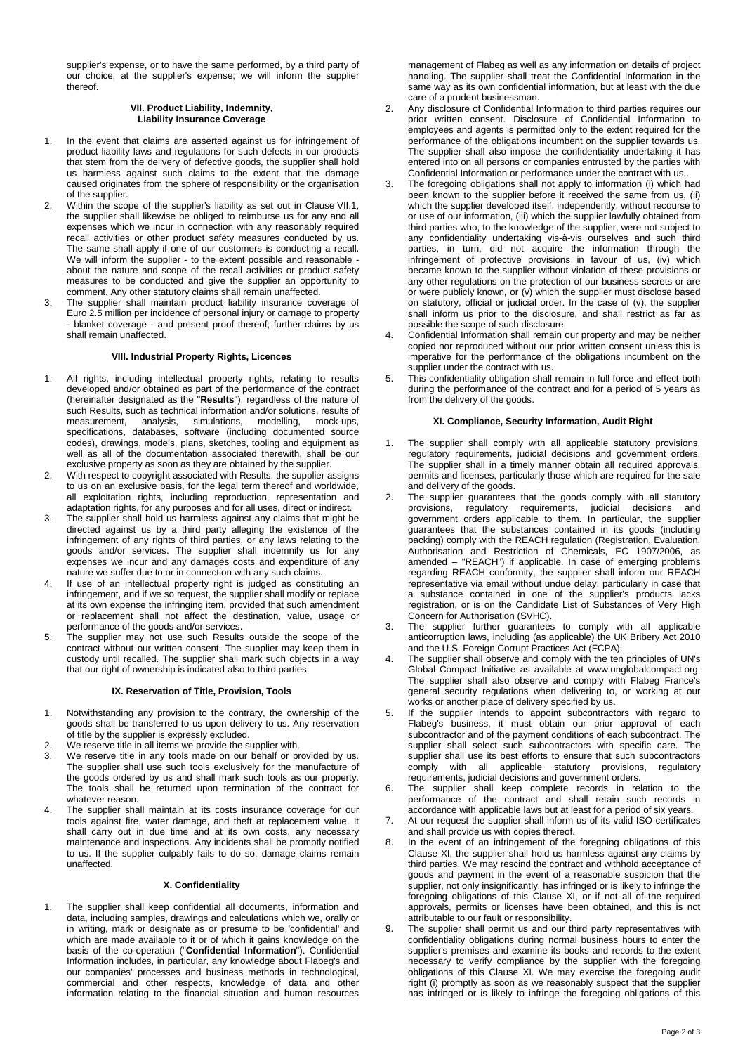supplier's expense, or to have the same performed, by a third party of our choice, at the supplier's expense; we will inform the supplier thereof.

### VII. Product Liability, Indemnity, Liability Insurance Coverage

1. In the event that claims are asserted against us for infringement of product liability laws and regulations for such defects in our products that stem from the delivery of defective goods, the supplier shall hold us harmless against such claims to the extent that the damage caused originates from the sphere of responsibility or the organisation of the supplier.
2. Within the scope of the supplier's liability as set out in Clause VII.1, the supplier shall likewise be obliged to reimburse us for any and all expenses which we incur in connection with any reasonably required recall activities or other product safety measures conducted by us. The same shall apply if one of our customers is conducting a recall. We will inform the supplier - to the extent possible and reasonable - about the nature and scope of the recall activities or product safety measures to be conducted and give the supplier an opportunity to comment. Any other statutory claims shall remain unaffected.
3. The supplier shall maintain product liability insurance coverage of Euro 2.5 million per incidence of personal injury or damage to property - blanket coverage - and present proof thereof; further claims by us shall remain unaffected.

### VIII. Industrial Property Rights, Licences

1. All rights, including intellectual property rights, relating to results developed and/or obtained as part of the performance of the contract (hereinafter designated as the "**Results**"), regardless of the nature of such Results, such as technical information and/or solutions, results of measurement, analysis, simulations, modelling, mock-ups, specifications, databases, software (including documented source codes), drawings, models, plans, sketches, tooling and equipment as well as all of the documentation associated therewith, shall be our exclusive property as soon as they are obtained by the supplier.
2. With respect to copyright associated with Results, the supplier assigns to us on an exclusive basis, for the legal term thereof and worldwide, all exploitation rights, including reproduction, representation and adaptation rights, for any purposes and for all uses, direct or indirect.
3. The supplier shall hold us harmless against any claims that might be directed against us by a third party alleging the existence of the infringement of any rights of third parties, or any laws relating to the goods and/or services. The supplier shall indemnify us for any expenses we incur and any damages costs and expenditure of any nature we suffer due to or in connection with any such claims.
4. If use of an intellectual property right is judged as constituting an infringement, and if we so request, the supplier shall modify or replace at its own expense the infringing item, provided that such amendment or replacement shall not affect the destination, value, usage or performance of the goods and/or services.
5. The supplier may not use such Results outside the scope of the contract without our written consent. The supplier may keep them in custody until recalled. The supplier shall mark such objects in a way that our right of ownership is indicated also to third parties.

### IX. Reservation of Title, Provision, Tools

1. Notwithstanding any provision to the contrary, the ownership of the goods shall be transferred to us upon delivery to us. Any reservation of title by the supplier is expressly excluded.
2. We reserve title in all items we provide the supplier with.
3. We reserve title in any tools made on our behalf or provided by us. The supplier shall use such tools exclusively for the manufacture of the goods ordered by us and shall mark such tools as our property. The tools shall be returned upon termination of the contract for whatever reason.
4. The supplier shall maintain at its costs insurance coverage for our tools against fire, water damage, and theft at replacement value. It shall carry out in due time and at its own costs, any necessary maintenance and inspections. Any incidents shall be promptly notified to us. If the supplier culpably fails to do so, damage claims remain unaffected.

### X. Confidentiality

1. The supplier shall keep confidential all documents, information and data, including samples, drawings and calculations which we, orally or in writing, mark or designate as or presume to be 'confidential' and which are made available to it or of which it gains knowledge on the basis of the co-operation ("**Confidential Information**"). Confidential Information includes, in particular, any knowledge about Flabeg's and our companies' processes and business methods in technological, commercial and other respects, knowledge of data and other information relating to the financial situation and human resources management of Flabeg as well as any information on details of project handling. The supplier shall treat the Confidential Information in the same way as its own confidential information, but at least with the due care of a prudent businessman.
2. Any disclosure of Confidential Information to third parties requires our prior written consent. Disclosure of Confidential Information to employees and agents is permitted only to the extent required for the performance of the obligations incumbent on the supplier towards us. The supplier shall also impose the confidentiality undertaking it has entered into on all persons or companies entrusted by the parties with Confidential Information or performance under the contract with us..
3. The foregoing obligations shall not apply to information (i) which had been known to the supplier before it received the same from us, (ii) which the supplier developed itself, independently, without recourse to or use of our information, (iii) which the supplier lawfully obtained from third parties who, to the knowledge of the supplier, were not subject to any confidentiality undertaking vis-à-vis ourselves and such third parties, in turn, did not acquire the information through the infringement of protective provisions in favour of us, (iv) which became known to the supplier without violation of these provisions or any other regulations on the protection of our business secrets or are or were publicly known, or (v) which the supplier must disclose based on statutory, official or judicial order. In the case of (v), the supplier shall inform us prior to the disclosure, and shall restrict as far as possible the scope of such disclosure.
4. Confidential Information shall remain our property and may be neither copied nor reproduced without our prior written consent unless this is imperative for the performance of the obligations incumbent on the supplier under the contract with us..
5. This confidentiality obligation shall remain in full force and effect both during the performance of the contract and for a period of 5 years as from the delivery of the goods.

### XI. Compliance, Security Information, Audit Right

1. The supplier shall comply with all applicable statutory provisions, regulatory requirements, judicial decisions and government orders. The supplier shall in a timely manner obtain all required approvals, permits and licenses, particularly those which are required for the sale and delivery of the goods.
2. The supplier guarantees that the goods comply with all statutory provisions, regulatory requirements, judicial decisions and government orders applicable to them. In particular, the supplier guarantees that the substances contained in its goods (including packing) comply with the REACH regulation (Registration, Evaluation, Authorisation and Restriction of Chemicals, EC 1907/2006, as amended – "REACH") if applicable. In case of emerging problems regarding REACH conformity, the supplier shall inform our REACH representative via email without undue delay, particularly in case that a substance contained in one of the supplier's products lacks registration, or is on the Candidate List of Substances of Very High Concern for Authorisation (SVHC).
3. The supplier further guarantees to comply with all applicable anticorruption laws, including (as applicable) the UK Bribery Act 2010 and the U.S. Foreign Corrupt Practices Act (FCPA).
4. The supplier shall observe and comply with the ten principles of UN's Global Compact Initiative as available at www.unglobalcompact.org. The supplier shall also observe and comply with Flabeg France's general security regulations when delivering to, or working at our works or another place of delivery specified by us.
5. If the supplier intends to appoint subcontractors with regard to Flabeg's business, it must obtain our prior approval of each subcontractor and of the payment conditions of each subcontract. The supplier shall select such subcontractors with specific care. The supplier shall use its best efforts to ensure that such subcontractors comply with all applicable statutory provisions, regulatory requirements, judicial decisions and government orders.
6. The supplier shall keep complete records in relation to the performance of the contract and shall retain such records in accordance with applicable laws but at least for a period of six years.
7. At our request the supplier shall inform us of its valid ISO certificates and shall provide us with copies thereof.
8. In the event of an infringement of the foregoing obligations of this Clause XI, the supplier shall hold us harmless against any claims by third parties. We may rescind the contract and withhold acceptance of goods and payment in the event of a reasonable suspicion that the supplier, not only insignificantly, has infringed or is likely to infringe the foregoing obligations of this Clause XI, or if not all of the required approvals, permits or licenses have been obtained, and this is not attributable to our fault or responsibility.
9. The supplier shall permit us and our third party representatives with confidentiality obligations during normal business hours to enter the supplier's premises and examine its books and records to the extent necessary to verify compliance by the supplier with the foregoing obligations of this Clause XI. We may exercise the foregoing audit right (i) promptly as soon as we reasonably suspect that the supplier has infringed or is likely to infringe the foregoing obligations of this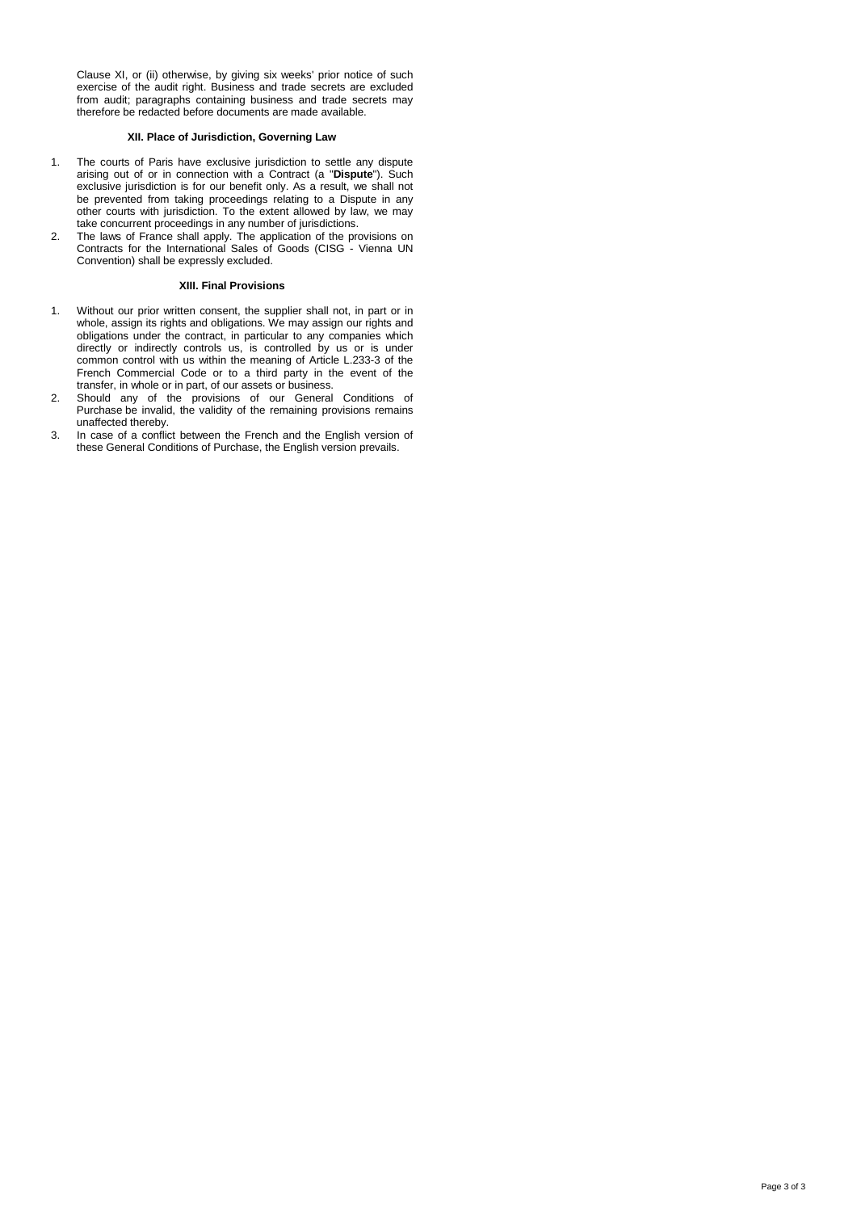Clause XI, or (ii) otherwise, by giving six weeks' prior notice of such exercise of the audit right. Business and trade secrets are excluded from audit; paragraphs containing business and trade secrets may therefore be redacted before documents are made available.

### XII. Place of Jurisdiction, Governing Law

1. The courts of Paris have exclusive jurisdiction to settle any dispute arising out of or in connection with a Contract (a "**Dispute**"). Such exclusive jurisdiction is for our benefit only. As a result, we shall not be prevented from taking proceedings relating to a Dispute in any other courts with jurisdiction. To the extent allowed by law, we may take concurrent proceedings in any number of jurisdictions.
2. The laws of France shall apply. The application of the provisions on Contracts for the International Sales of Goods (CISG - Vienna UN Convention) shall be expressly excluded.

### XIII. Final Provisions

1. Without our prior written consent, the supplier shall not, in part or in whole, assign its rights and obligations. We may assign our rights and obligations under the contract, in particular to any companies which directly or indirectly controls us, is controlled by us or is under common control with us within the meaning of Article L.233-3 of the French Commercial Code or to a third party in the event of the transfer, in whole or in part, of our assets or business.
2. Should any of the provisions of our General Conditions of Purchase be invalid, the validity of the remaining provisions remains unaffected thereby.
3. In case of a conflict between the French and the English version of these General Conditions of Purchase, the English version prevails.